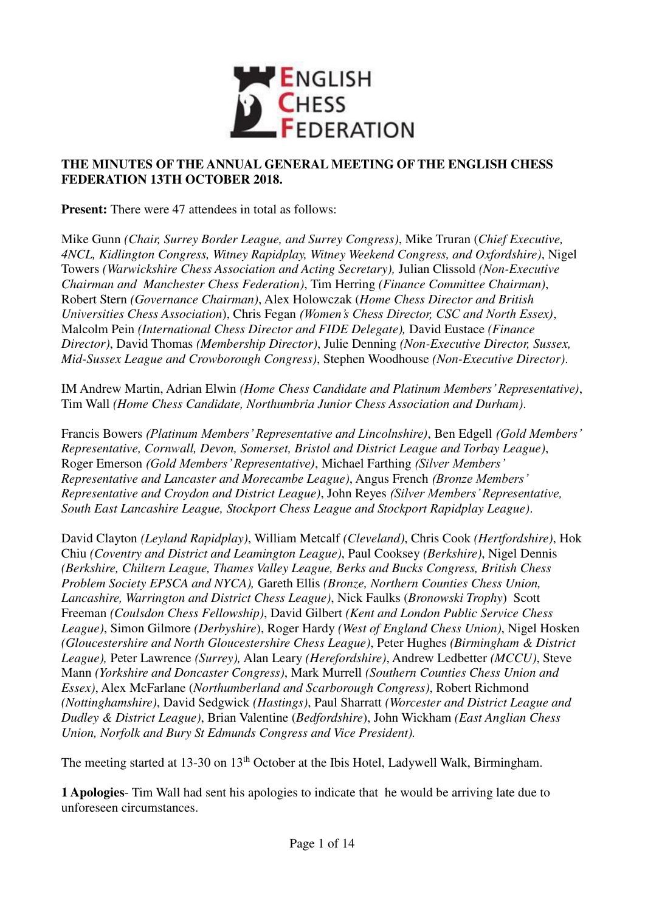ENGLISH CHESS FEDERATION

**THE MINUTES OF THE ANNUAL GENERAL MEETING OF THE ENGLISH CHESS FEDERATION 13TH OCTOBER 2018.**

**Present:** There were 47 attendees in total as follows:

Mike Gunn *(Chair, Surrey Border League, and Surrey Congress)*, Mike Truran (*Chief Executive, 4NCL, Kidlington Congress, Witney Rapidplay, Witney Weekend Congress, and Oxfordshire)*, Nigel Towers *(Warwickshire Chess Association and Acting Secretary),* Julian Clissold *(Non-Executive Chairman and Manchester Chess Federation)*, Tim Herring *(Finance Committee Chairman)*, Robert Stern *(Governance Chairman)*, Alex Holowczak (*Home Chess Director and British Universities Chess Association*), Chris Fegan *(Women's Chess Director, CSC and North Essex)*, Malcolm Pein *(International Chess Director and FIDE Delegate),* David Eustace *(Finance Director)*, David Thomas *(Membership Director)*, Julie Denning *(Non-Executive Director, Sussex, Mid-Sussex League and Crowborough Congress)*, Stephen Woodhouse *(Non-Executive Director).*

IM Andrew Martin, Adrian Elwin *(Home Chess Candidate and Platinum Members' Representative)*, Tim Wall *(Home Chess Candidate, Northumbria Junior Chess Association and Durham).*

Francis Bowers *(Platinum Members' Representative and Lincolnshire)*, Ben Edgell *(Gold Members' Representative, Cornwall, Devon, Somerset, Bristol and District League and Torbay League)*, Roger Emerson *(Gold Members' Representative)*, Michael Farthing *(Silver Members' Representative and Lancaster and Morecambe League)*, Angus French *(Bronze Members' Representative and Croydon and District League)*, John Reyes *(Silver Members' Representative, South East Lancashire League, Stockport Chess League and Stockport Rapidplay League).*

David Clayton *(Leyland Rapidplay)*, William Metcalf *(Cleveland)*, Chris Cook *(Hertfordshire)*, Hok Chiu *(Coventry and District and Leamington League)*, Paul Cooksey *(Berkshire)*, Nigel Dennis *(Berkshire, Chiltern League, Thames Valley League, Berks and Bucks Congress, British Chess Problem Society EPSCA and NYCA),* Gareth Ellis *(Bronze, Northern Counties Chess Union, Lancashire, Warrington and District Chess League)*, Nick Faulks (*Bronowski Trophy*) Scott Freeman *(Coulsdon Chess Fellowship)*, David Gilbert *(Kent and London Public Service Chess League)*, Simon Gilmore *(Derbyshire*), Roger Hardy *(West of England Chess Union)*, Nigel Hosken *(Gloucestershire and North Gloucestershire Chess League)*, Peter Hughes *(Birmingham & District League),* Peter Lawrence *(Surrey),* Alan Leary *(Herefordshire)*, Andrew Ledbetter *(MCCU)*, Steve Mann *(Yorkshire and Doncaster Congress)*, Mark Murrell *(Southern Counties Chess Union and Essex)*, Alex McFarlane (*Northumberland and Scarborough Congress)*, Robert Richmond *(Nottinghamshire)*, David Sedgwick *(Hastings)*, Paul Sharratt *(Worcester and District League and Dudley & District League)*, Brian Valentine (*Bedfordshire*), John Wickham *(East Anglian Chess Union, Norfolk and Bury St Edmunds Congress and Vice President).*

The meeting started at 13-30 on 13th October at the Ibis Hotel, Ladywell Walk, Birmingham.

**1 Apologies**- Tim Wall had sent his apologies to indicate that he would be arriving late due to unforeseen circumstances.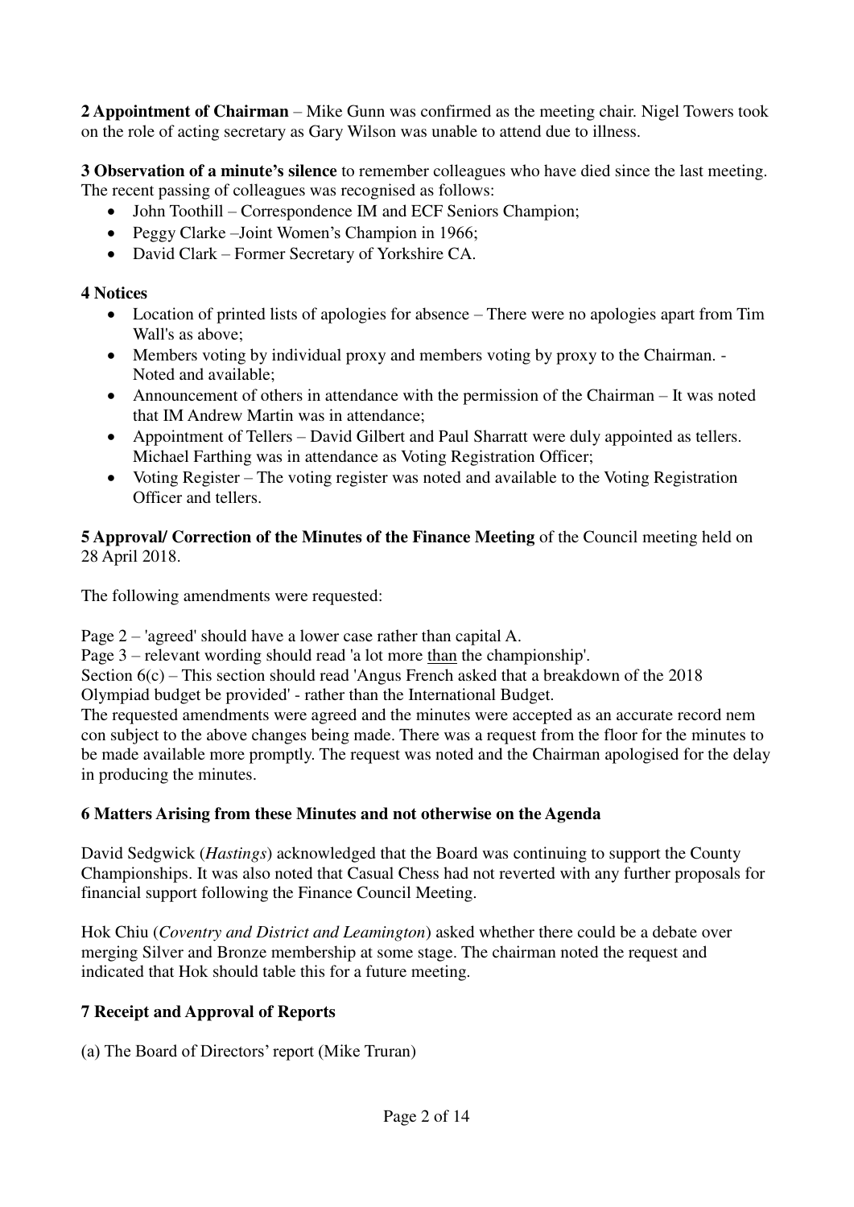**2 Appointment of Chairman** – Mike Gunn was confirmed as the meeting chair. Nigel Towers took on the role of acting secretary as Gary Wilson was unable to attend due to illness.

**3 Observation of a minute's silence** to remember colleagues who have died since the last meeting. The recent passing of colleagues was recognised as follows:

- John Toothill – Correspondence IM and ECF Seniors Champion;
- Peggy Clarke –Joint Women's Champion in 1966;
- David Clark – Former Secretary of Yorkshire CA.

**4 Notices**

- Location of printed lists of apologies for absence – There were no apologies apart from Tim Wall's as above;
- Members voting by individual proxy and members voting by proxy to the Chairman. - Noted and available;
- Announcement of others in attendance with the permission of the Chairman – It was noted that IM Andrew Martin was in attendance;
- Appointment of Tellers – David Gilbert and Paul Sharratt were duly appointed as tellers. Michael Farthing was in attendance as Voting Registration Officer;
- Voting Register – The voting register was noted and available to the Voting Registration Officer and tellers.

**5 Approval/ Correction of the Minutes of the Finance Meeting** of the Council meeting held on 28 April 2018.

The following amendments were requested:

Page 2 – 'agreed' should have a lower case rather than capital A.
Page 3 – relevant wording should read 'a lot more <u>than</u> the championship'.
Section 6(c) – This section should read 'Angus French asked that a breakdown of the 2018 Olympiad budget be provided' - rather than the International Budget.
The requested amendments were agreed and the minutes were accepted as an accurate record nem con subject to the above changes being made. There was a request from the floor for the minutes to be made available more promptly. The request was noted and the Chairman apologised for the delay in producing the minutes.

**6 Matters Arising from these Minutes and not otherwise on the Agenda**

David Sedgwick (*Hastings*) acknowledged that the Board was continuing to support the County Championships. It was also noted that Casual Chess had not reverted with any further proposals for financial support following the Finance Council Meeting.

Hok Chiu (*Coventry and District and Leamington*) asked whether there could be a debate over merging Silver and Bronze membership at some stage. The chairman noted the request and indicated that Hok should table this for a future meeting.

**7 Receipt and Approval of Reports**

(a) The Board of Directors' report (Mike Truran)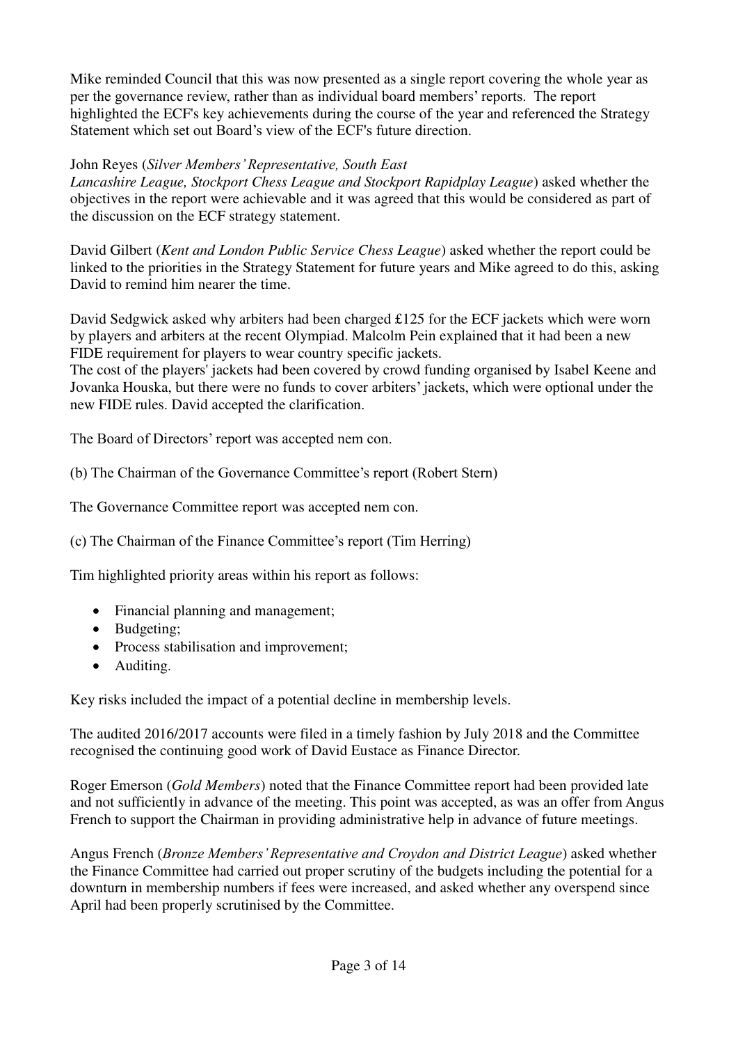Mike reminded Council that this was now presented as a single report covering the whole year as per the governance review, rather than as individual board members' reports. The report highlighted the ECF's key achievements during the course of the year and referenced the Strategy Statement which set out Board's view of the ECF's future direction.

John Reyes (*Silver Members' Representative, South East Lancashire League, Stockport Chess League and Stockport Rapidplay League*) asked whether the objectives in the report were achievable and it was agreed that this would be considered as part of the discussion on the ECF strategy statement.

David Gilbert (*Kent and London Public Service Chess League*) asked whether the report could be linked to the priorities in the Strategy Statement for future years and Mike agreed to do this, asking David to remind him nearer the time.

David Sedgwick asked why arbiters had been charged £125 for the ECF jackets which were worn by players and arbiters at the recent Olympiad. Malcolm Pein explained that it had been a new FIDE requirement for players to wear country specific jackets.
The cost of the players' jackets had been covered by crowd funding organised by Isabel Keene and Jovanka Houska, but there were no funds to cover arbiters' jackets, which were optional under the new FIDE rules. David accepted the clarification.

The Board of Directors' report was accepted nem con.

(b) The Chairman of the Governance Committee's report (Robert Stern)

The Governance Committee report was accepted nem con.

(c) The Chairman of the Finance Committee's report (Tim Herring)

Tim highlighted priority areas within his report as follows:

- Financial planning and management;
- Budgeting;
- Process stabilisation and improvement;
- Auditing.

Key risks included the impact of a potential decline in membership levels.

The audited 2016/2017 accounts were filed in a timely fashion by July 2018 and the Committee recognised the continuing good work of David Eustace as Finance Director.

Roger Emerson (*Gold Members*) noted that the Finance Committee report had been provided late and not sufficiently in advance of the meeting. This point was accepted, as was an offer from Angus French to support the Chairman in providing administrative help in advance of future meetings.

Angus French (*Bronze Members' Representative and Croydon and District League*) asked whether the Finance Committee had carried out proper scrutiny of the budgets including the potential for a downturn in membership numbers if fees were increased, and asked whether any overspend since April had been properly scrutinised by the Committee.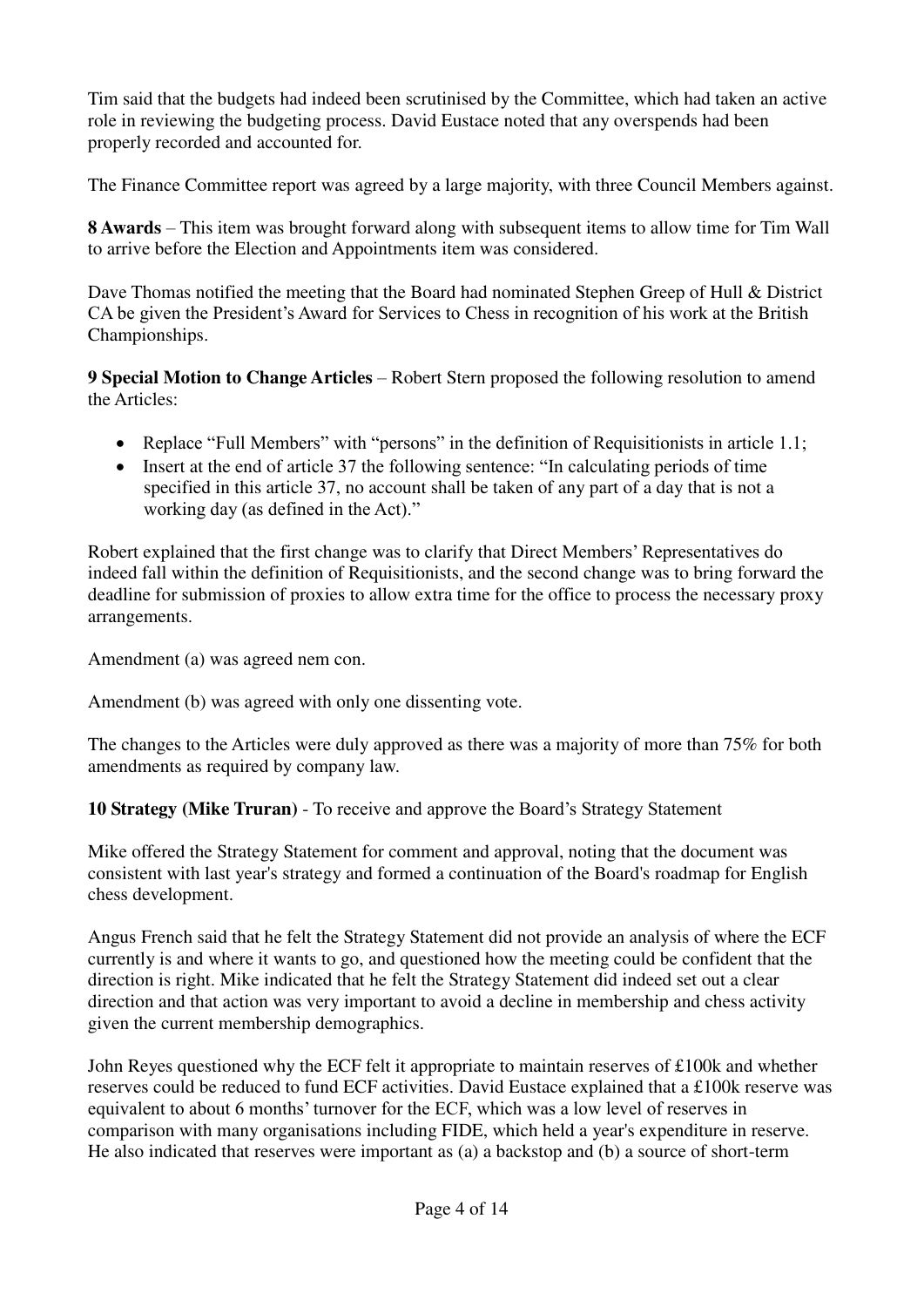Tim said that the budgets had indeed been scrutinised by the Committee, which had taken an active role in reviewing the budgeting process. David Eustace noted that any overspends had been properly recorded and accounted for.

The Finance Committee report was agreed by a large majority, with three Council Members against.

**8 Awards** – This item was brought forward along with subsequent items to allow time for Tim Wall to arrive before the Election and Appointments item was considered.

Dave Thomas notified the meeting that the Board had nominated Stephen Greep of Hull & District CA be given the President's Award for Services to Chess in recognition of his work at the British Championships.

**9 Special Motion to Change Articles** – Robert Stern proposed the following resolution to amend the Articles:

- Replace "Full Members" with "persons" in the definition of Requisitionists in article 1.1;
- Insert at the end of article 37 the following sentence: "In calculating periods of time specified in this article 37, no account shall be taken of any part of a day that is not a working day (as defined in the Act)."

Robert explained that the first change was to clarify that Direct Members' Representatives do indeed fall within the definition of Requisitionists, and the second change was to bring forward the deadline for submission of proxies to allow extra time for the office to process the necessary proxy arrangements.

Amendment (a) was agreed nem con.

Amendment (b) was agreed with only one dissenting vote.

The changes to the Articles were duly approved as there was a majority of more than 75% for both amendments as required by company law.

**10 Strategy (Mike Truran)** - To receive and approve the Board's Strategy Statement

Mike offered the Strategy Statement for comment and approval, noting that the document was consistent with last year's strategy and formed a continuation of the Board's roadmap for English chess development.

Angus French said that he felt the Strategy Statement did not provide an analysis of where the ECF currently is and where it wants to go, and questioned how the meeting could be confident that the direction is right. Mike indicated that he felt the Strategy Statement did indeed set out a clear direction and that action was very important to avoid a decline in membership and chess activity given the current membership demographics.

John Reyes questioned why the ECF felt it appropriate to maintain reserves of £100k and whether reserves could be reduced to fund ECF activities. David Eustace explained that a £100k reserve was equivalent to about 6 months' turnover for the ECF, which was a low level of reserves in comparison with many organisations including FIDE, which held a year's expenditure in reserve. He also indicated that reserves were important as (a) a backstop and (b) a source of short-term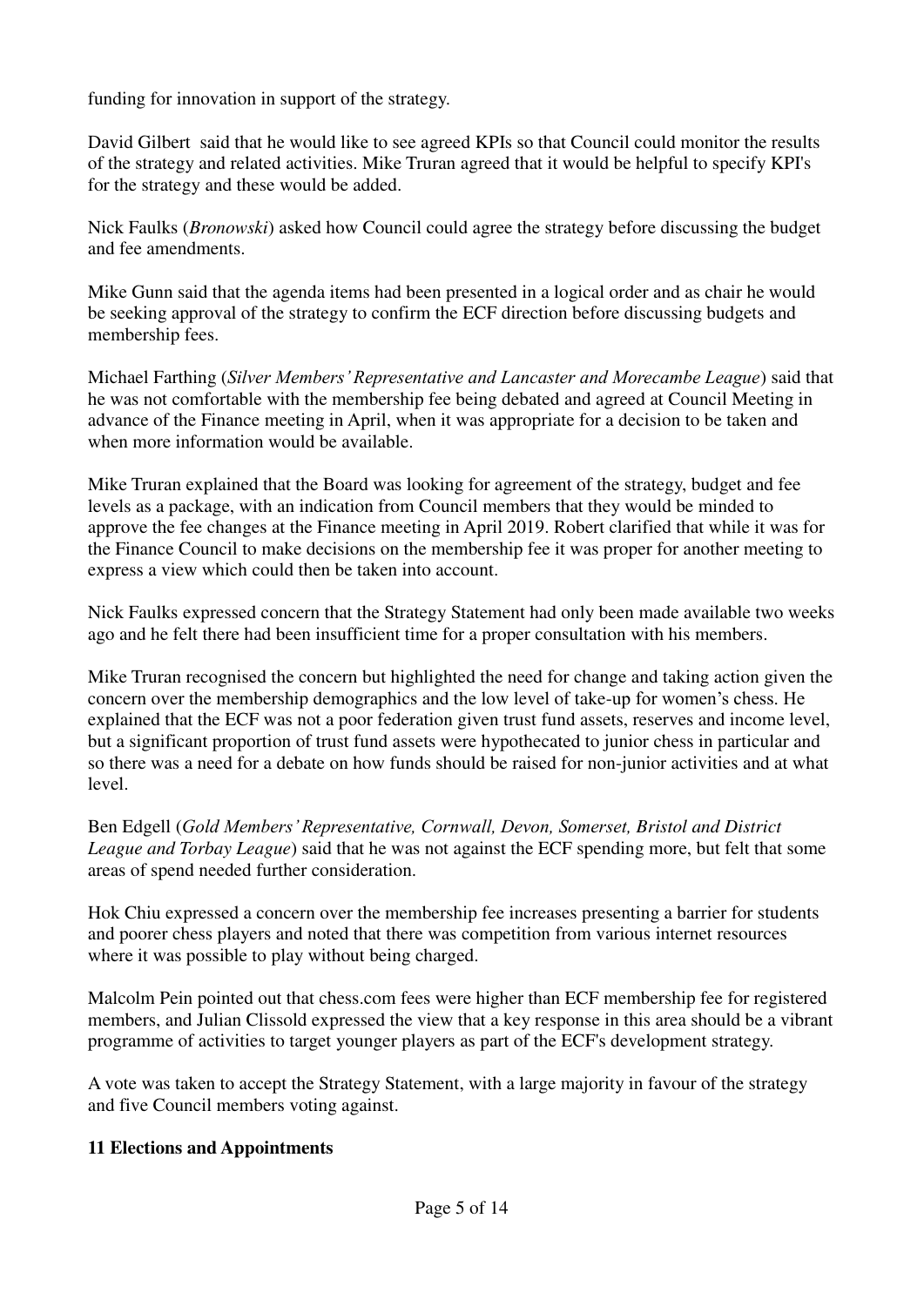funding for innovation in support of the strategy.

David Gilbert said that he would like to see agreed KPIs so that Council could monitor the results of the strategy and related activities. Mike Truran agreed that it would be helpful to specify KPI's for the strategy and these would be added.

Nick Faulks (*Bronowski*) asked how Council could agree the strategy before discussing the budget and fee amendments.

Mike Gunn said that the agenda items had been presented in a logical order and as chair he would be seeking approval of the strategy to confirm the ECF direction before discussing budgets and membership fees.

Michael Farthing (*Silver Members' Representative and Lancaster and Morecambe League*) said that he was not comfortable with the membership fee being debated and agreed at Council Meeting in advance of the Finance meeting in April, when it was appropriate for a decision to be taken and when more information would be available.

Mike Truran explained that the Board was looking for agreement of the strategy, budget and fee levels as a package, with an indication from Council members that they would be minded to approve the fee changes at the Finance meeting in April 2019. Robert clarified that while it was for the Finance Council to make decisions on the membership fee it was proper for another meeting to express a view which could then be taken into account.

Nick Faulks expressed concern that the Strategy Statement had only been made available two weeks ago and he felt there had been insufficient time for a proper consultation with his members.

Mike Truran recognised the concern but highlighted the need for change and taking action given the concern over the membership demographics and the low level of take-up for women's chess. He explained that the ECF was not a poor federation given trust fund assets, reserves and income level, but a significant proportion of trust fund assets were hypothecated to junior chess in particular and so there was a need for a debate on how funds should be raised for non-junior activities and at what level.

Ben Edgell (*Gold Members' Representative, Cornwall, Devon, Somerset, Bristol and District League and Torbay League*) said that he was not against the ECF spending more, but felt that some areas of spend needed further consideration.

Hok Chiu expressed a concern over the membership fee increases presenting a barrier for students and poorer chess players and noted that there was competition from various internet resources where it was possible to play without being charged.

Malcolm Pein pointed out that chess.com fees were higher than ECF membership fee for registered members, and Julian Clissold expressed the view that a key response in this area should be a vibrant programme of activities to target younger players as part of the ECF's development strategy.

A vote was taken to accept the Strategy Statement, with a large majority in favour of the strategy and five Council members voting against.

**11 Elections and Appointments**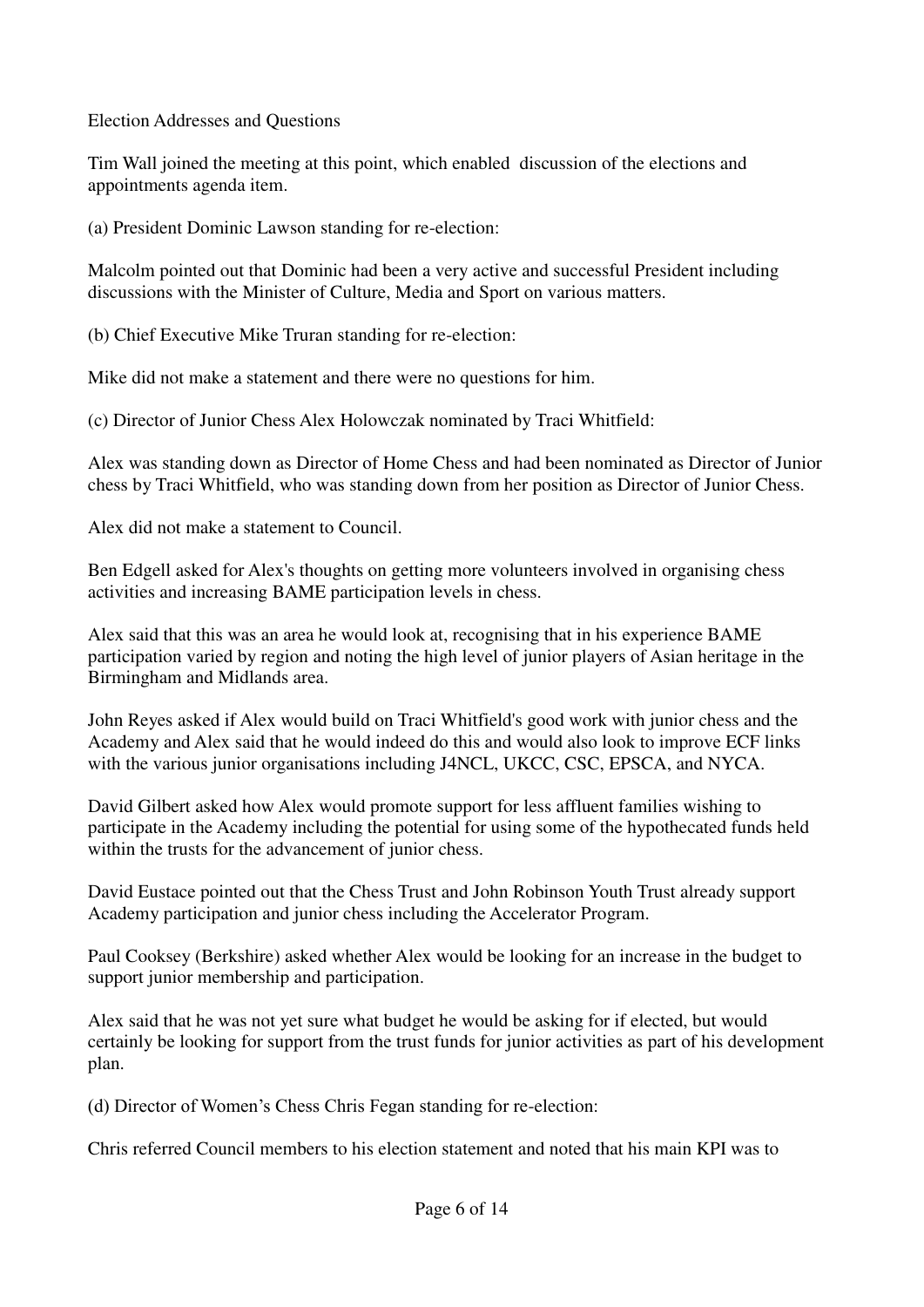Election Addresses and Questions

Tim Wall joined the meeting at this point, which enabled discussion of the elections and appointments agenda item.

(a) President Dominic Lawson standing for re-election:

Malcolm pointed out that Dominic had been a very active and successful President including discussions with the Minister of Culture, Media and Sport on various matters.

(b) Chief Executive Mike Truran standing for re-election:

Mike did not make a statement and there were no questions for him.

(c) Director of Junior Chess Alex Holowczak nominated by Traci Whitfield:

Alex was standing down as Director of Home Chess and had been nominated as Director of Junior chess by Traci Whitfield, who was standing down from her position as Director of Junior Chess.

Alex did not make a statement to Council.

Ben Edgell asked for Alex's thoughts on getting more volunteers involved in organising chess activities and increasing BAME participation levels in chess.

Alex said that this was an area he would look at, recognising that in his experience BAME participation varied by region and noting the high level of junior players of Asian heritage in the Birmingham and Midlands area.

John Reyes asked if Alex would build on Traci Whitfield's good work with junior chess and the Academy and Alex said that he would indeed do this and would also look to improve ECF links with the various junior organisations including J4NCL, UKCC, CSC, EPSCA, and NYCA.

David Gilbert asked how Alex would promote support for less affluent families wishing to participate in the Academy including the potential for using some of the hypothecated funds held within the trusts for the advancement of junior chess.

David Eustace pointed out that the Chess Trust and John Robinson Youth Trust already support Academy participation and junior chess including the Accelerator Program.

Paul Cooksey (Berkshire) asked whether Alex would be looking for an increase in the budget to support junior membership and participation.

Alex said that he was not yet sure what budget he would be asking for if elected, but would certainly be looking for support from the trust funds for junior activities as part of his development plan.

(d) Director of Women's Chess Chris Fegan standing for re-election:

Chris referred Council members to his election statement and noted that his main KPI was to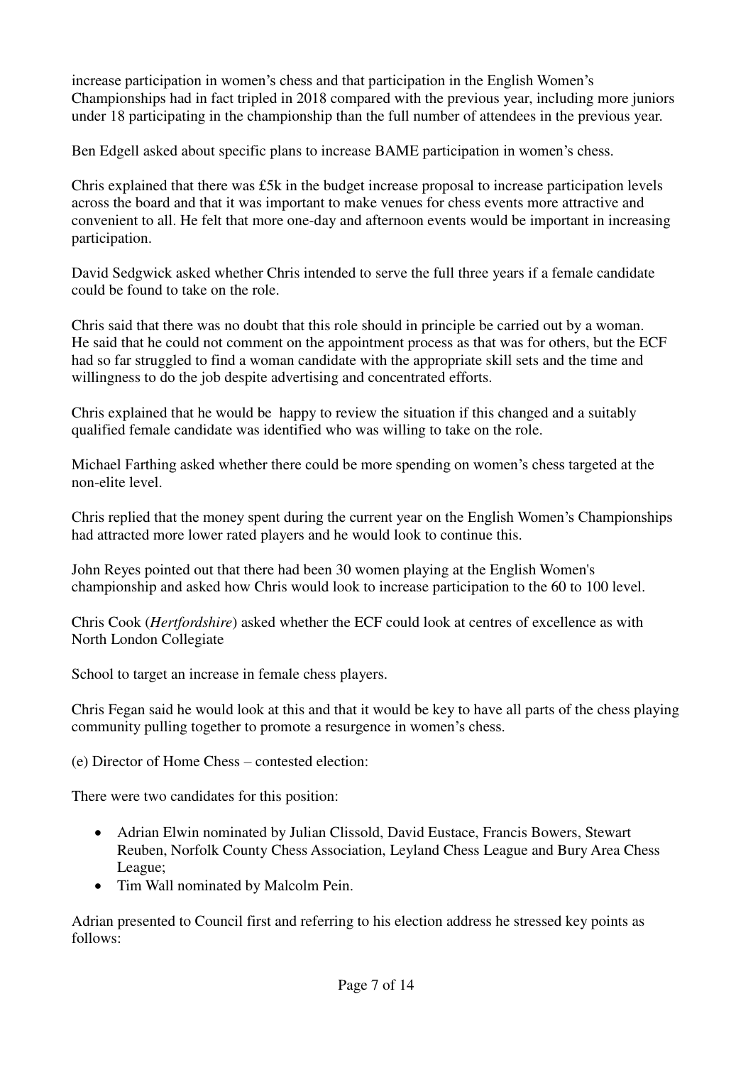increase participation in women's chess and that participation in the English Women's Championships had in fact tripled in 2018 compared with the previous year, including more juniors under 18 participating in the championship than the full number of attendees in the previous year.

Ben Edgell asked about specific plans to increase BAME participation in women's chess.

Chris explained that there was £5k in the budget increase proposal to increase participation levels across the board and that it was important to make venues for chess events more attractive and convenient to all. He felt that more one-day and afternoon events would be important in increasing participation.

David Sedgwick asked whether Chris intended to serve the full three years if a female candidate could be found to take on the role.

Chris said that there was no doubt that this role should in principle be carried out by a woman. He said that he could not comment on the appointment process as that was for others, but the ECF had so far struggled to find a woman candidate with the appropriate skill sets and the time and willingness to do the job despite advertising and concentrated efforts.

Chris explained that he would be happy to review the situation if this changed and a suitably qualified female candidate was identified who was willing to take on the role.

Michael Farthing asked whether there could be more spending on women's chess targeted at the non-elite level.

Chris replied that the money spent during the current year on the English Women's Championships had attracted more lower rated players and he would look to continue this.

John Reyes pointed out that there had been 30 women playing at the English Women's championship and asked how Chris would look to increase participation to the 60 to 100 level.

Chris Cook (*Hertfordshire*) asked whether the ECF could look at centres of excellence as with North London Collegiate

School to target an increase in female chess players.

Chris Fegan said he would look at this and that it would be key to have all parts of the chess playing community pulling together to promote a resurgence in women's chess.

(e) Director of Home Chess – contested election:

There were two candidates for this position:

- Adrian Elwin nominated by Julian Clissold, David Eustace, Francis Bowers, Stewart Reuben, Norfolk County Chess Association, Leyland Chess League and Bury Area Chess League;
- Tim Wall nominated by Malcolm Pein.

Adrian presented to Council first and referring to his election address he stressed key points as follows: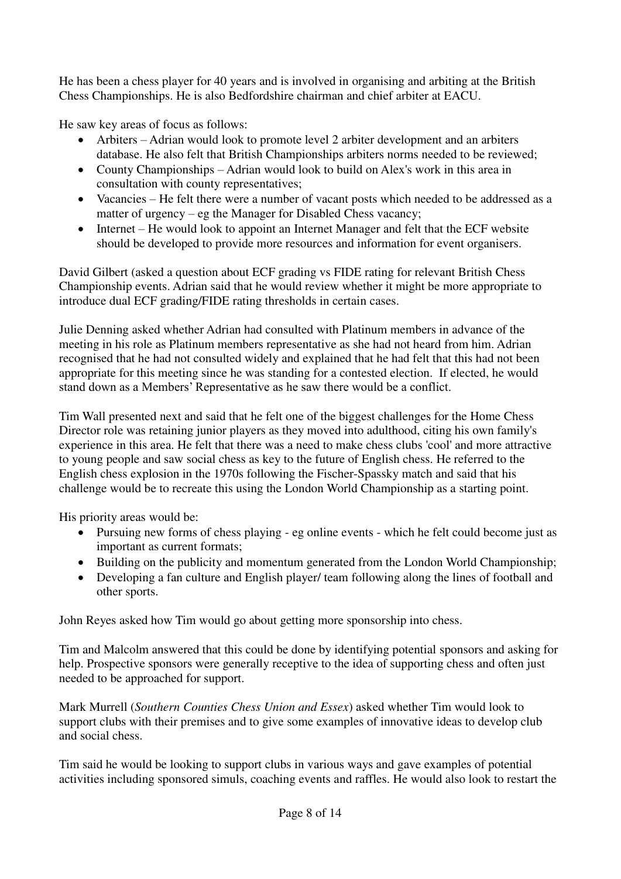He has been a chess player for 40 years and is involved in organising and arbiting at the British Chess Championships. He is also Bedfordshire chairman and chief arbiter at EACU.

He saw key areas of focus as follows:

- Arbiters – Adrian would look to promote level 2 arbiter development and an arbiters database. He also felt that British Championships arbiters norms needed to be reviewed;
- County Championships – Adrian would look to build on Alex's work in this area in consultation with county representatives;
- Vacancies – He felt there were a number of vacant posts which needed to be addressed as a matter of urgency – eg the Manager for Disabled Chess vacancy;
- Internet – He would look to appoint an Internet Manager and felt that the ECF website should be developed to provide more resources and information for event organisers.

David Gilbert (asked a question about ECF grading vs FIDE rating for relevant British Chess Championship events. Adrian said that he would review whether it might be more appropriate to introduce dual ECF grading/FIDE rating thresholds in certain cases.

Julie Denning asked whether Adrian had consulted with Platinum members in advance of the meeting in his role as Platinum members representative as she had not heard from him. Adrian recognised that he had not consulted widely and explained that he had felt that this had not been appropriate for this meeting since he was standing for a contested election. If elected, he would stand down as a Members' Representative as he saw there would be a conflict.

Tim Wall presented next and said that he felt one of the biggest challenges for the Home Chess Director role was retaining junior players as they moved into adulthood, citing his own family's experience in this area. He felt that there was a need to make chess clubs 'cool' and more attractive to young people and saw social chess as key to the future of English chess. He referred to the English chess explosion in the 1970s following the Fischer-Spassky match and said that his challenge would be to recreate this using the London World Championship as a starting point.

His priority areas would be:

- Pursuing new forms of chess playing - eg online events - which he felt could become just as important as current formats;
- Building on the publicity and momentum generated from the London World Championship;
- Developing a fan culture and English player/ team following along the lines of football and other sports.

John Reyes asked how Tim would go about getting more sponsorship into chess.

Tim and Malcolm answered that this could be done by identifying potential sponsors and asking for help. Prospective sponsors were generally receptive to the idea of supporting chess and often just needed to be approached for support.

Mark Murrell (*Southern Counties Chess Union and Essex*) asked whether Tim would look to support clubs with their premises and to give some examples of innovative ideas to develop club and social chess.

Tim said he would be looking to support clubs in various ways and gave examples of potential activities including sponsored simuls, coaching events and raffles. He would also look to restart the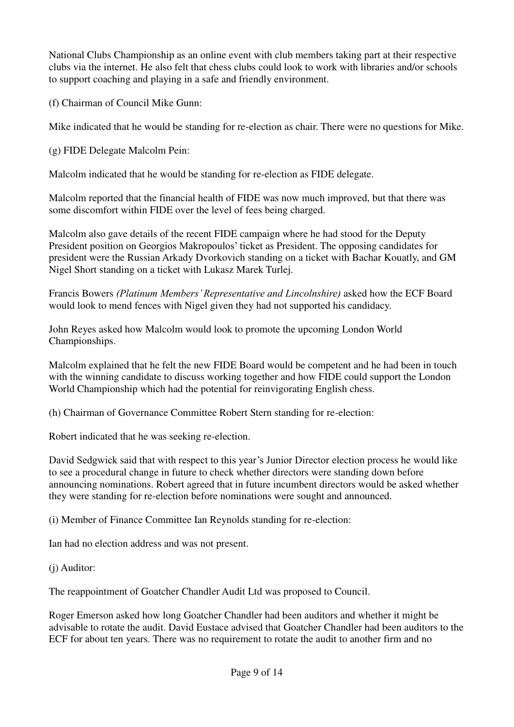National Clubs Championship as an online event with club members taking part at their respective clubs via the internet. He also felt that chess clubs could look to work with libraries and/or schools to support coaching and playing in a safe and friendly environment.

(f) Chairman of Council Mike Gunn:

Mike indicated that he would be standing for re-election as chair. There were no questions for Mike.

(g) FIDE Delegate Malcolm Pein:

Malcolm indicated that he would be standing for re-election as FIDE delegate.

Malcolm reported that the financial health of FIDE was now much improved, but that there was some discomfort within FIDE over the level of fees being charged.

Malcolm also gave details of the recent FIDE campaign where he had stood for the Deputy President position on Georgios Makropoulos' ticket as President. The opposing candidates for president were the Russian Arkady Dvorkovich standing on a ticket with Bachar Kouatly, and GM Nigel Short standing on a ticket with Lukasz Marek Turlej.

Francis Bowers *(Platinum Members' Representative and Lincolnshire)* asked how the ECF Board would look to mend fences with Nigel given they had not supported his candidacy.

John Reyes asked how Malcolm would look to promote the upcoming London World Championships.

Malcolm explained that he felt the new FIDE Board would be competent and he had been in touch with the winning candidate to discuss working together and how FIDE could support the London World Championship which had the potential for reinvigorating English chess.

(h) Chairman of Governance Committee Robert Stern standing for re-election:

Robert indicated that he was seeking re-election.

David Sedgwick said that with respect to this year's Junior Director election process he would like to see a procedural change in future to check whether directors were standing down before announcing nominations. Robert agreed that in future incumbent directors would be asked whether they were standing for re-election before nominations were sought and announced.

(i) Member of Finance Committee Ian Reynolds standing for re-election:

Ian had no election address and was not present.

(j) Auditor:

The reappointment of Goatcher Chandler Audit Ltd was proposed to Council.

Roger Emerson asked how long Goatcher Chandler had been auditors and whether it might be advisable to rotate the audit. David Eustace advised that Goatcher Chandler had been auditors to the ECF for about ten years. There was no requirement to rotate the audit to another firm and no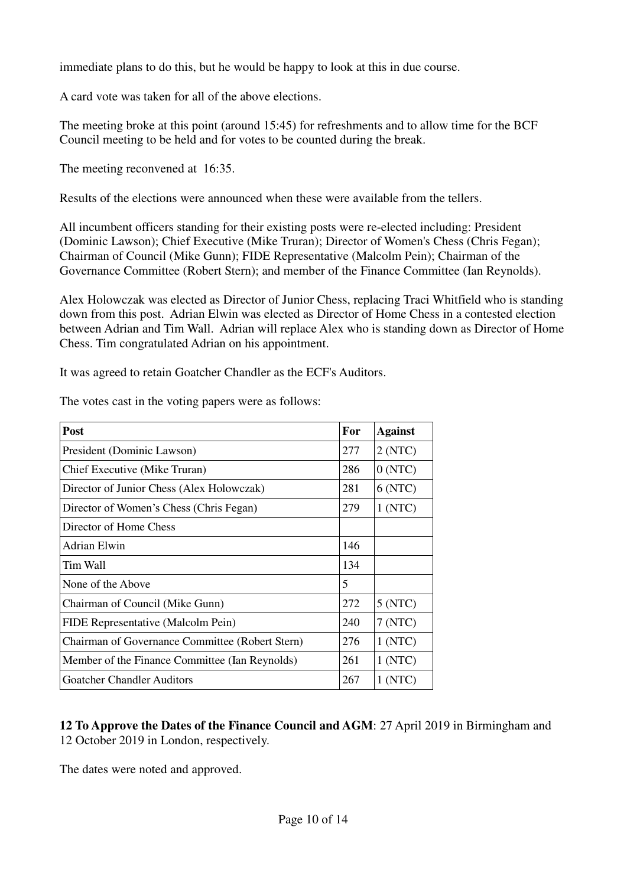immediate plans to do this, but he would be happy to look at this in due course.

A card vote was taken for all of the above elections.

The meeting broke at this point (around 15:45) for refreshments and to allow time for the BCF Council meeting to be held and for votes to be counted during the break.

The meeting reconvened at 16:35.

Results of the elections were announced when these were available from the tellers.

All incumbent officers standing for their existing posts were re-elected including: President (Dominic Lawson); Chief Executive (Mike Truran); Director of Women's Chess (Chris Fegan); Chairman of Council (Mike Gunn); FIDE Representative (Malcolm Pein); Chairman of the Governance Committee (Robert Stern); and member of the Finance Committee (Ian Reynolds).

Alex Holowczak was elected as Director of Junior Chess, replacing Traci Whitfield who is standing down from this post. Adrian Elwin was elected as Director of Home Chess in a contested election between Adrian and Tim Wall. Adrian will replace Alex who is standing down as Director of Home Chess. Tim congratulated Adrian on his appointment.

It was agreed to retain Goatcher Chandler as the ECF's Auditors.

The votes cast in the voting papers were as follows:

| Post | For | Against |
|---|---|---|
| President (Dominic Lawson) | 277 | 2 (NTC) |
| Chief Executive (Mike Truran) | 286 | 0 (NTC) |
| Director of Junior Chess (Alex Holowczak) | 281 | 6 (NTC) |
| Director of Women's Chess (Chris Fegan) | 279 | 1 (NTC) |
| Director of Home Chess | | |
| Adrian Elwin | 146 | |
| Tim Wall | 134 | |
| None of the Above | 5 | |
| Chairman of Council (Mike Gunn) | 272 | 5 (NTC) |
| FIDE Representative (Malcolm Pein) | 240 | 7 (NTC) |
| Chairman of Governance Committee (Robert Stern) | 276 | 1 (NTC) |
| Member of the Finance Committee (Ian Reynolds) | 261 | 1 (NTC) |
| Goatcher Chandler Auditors | 267 | 1 (NTC) |

**12 To Approve the Dates of the Finance Council and AGM**: 27 April 2019 in Birmingham and 12 October 2019 in London, respectively.

The dates were noted and approved.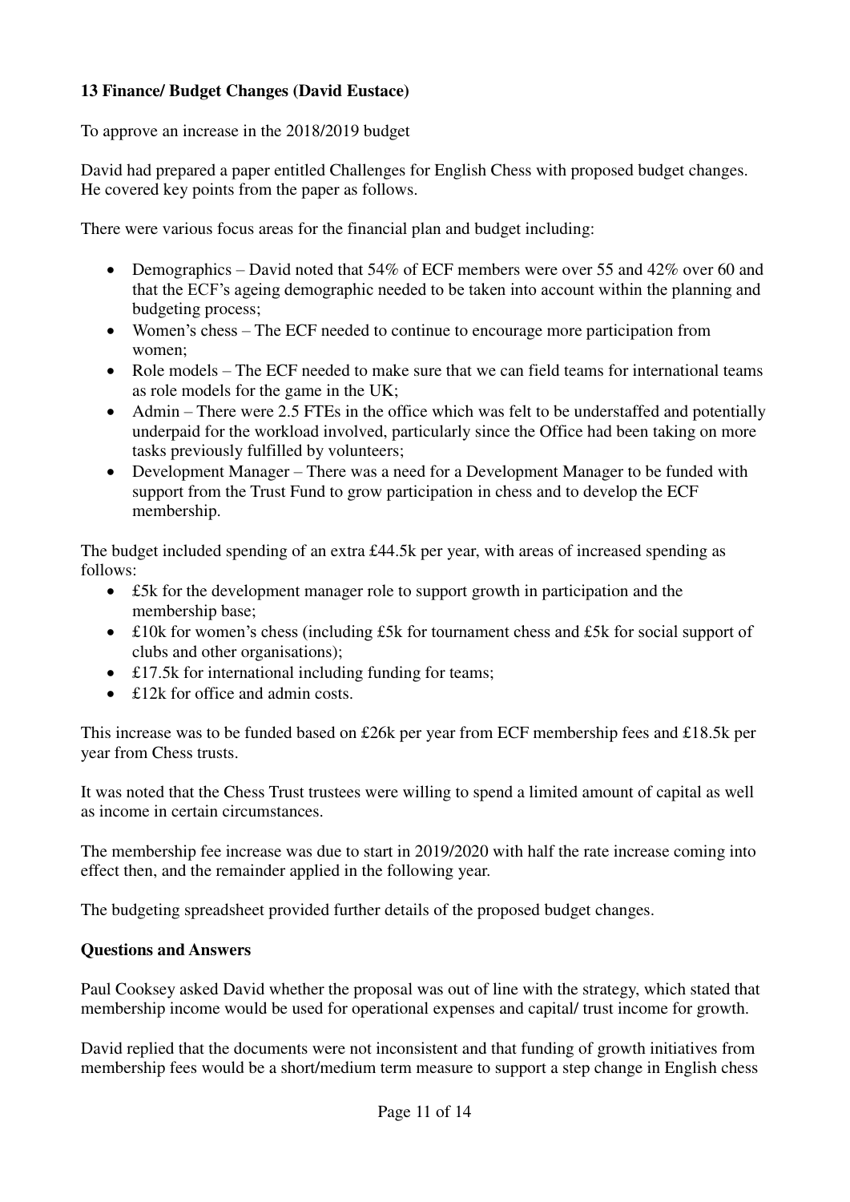**13 Finance/ Budget Changes (David Eustace)**

To approve an increase in the 2018/2019 budget

David had prepared a paper entitled Challenges for English Chess with proposed budget changes. He covered key points from the paper as follows.

There were various focus areas for the financial plan and budget including:

- Demographics – David noted that 54% of ECF members were over 55 and 42% over 60 and that the ECF's ageing demographic needed to be taken into account within the planning and budgeting process;
- Women's chess – The ECF needed to continue to encourage more participation from women;
- Role models – The ECF needed to make sure that we can field teams for international teams as role models for the game in the UK;
- Admin – There were 2.5 FTEs in the office which was felt to be understaffed and potentially underpaid for the workload involved, particularly since the Office had been taking on more tasks previously fulfilled by volunteers;
- Development Manager – There was a need for a Development Manager to be funded with support from the Trust Fund to grow participation in chess and to develop the ECF membership.

The budget included spending of an extra £44.5k per year, with areas of increased spending as follows:

- £5k for the development manager role to support growth in participation and the membership base;
- £10k for women's chess (including £5k for tournament chess and £5k for social support of clubs and other organisations);
- £17.5k for international including funding for teams;
- £12k for office and admin costs.

This increase was to be funded based on £26k per year from ECF membership fees and £18.5k per year from Chess trusts.

It was noted that the Chess Trust trustees were willing to spend a limited amount of capital as well as income in certain circumstances.

The membership fee increase was due to start in 2019/2020 with half the rate increase coming into effect then, and the remainder applied in the following year.

The budgeting spreadsheet provided further details of the proposed budget changes.

**Questions and Answers**

Paul Cooksey asked David whether the proposal was out of line with the strategy, which stated that membership income would be used for operational expenses and capital/ trust income for growth.

David replied that the documents were not inconsistent and that funding of growth initiatives from membership fees would be a short/medium term measure to support a step change in English chess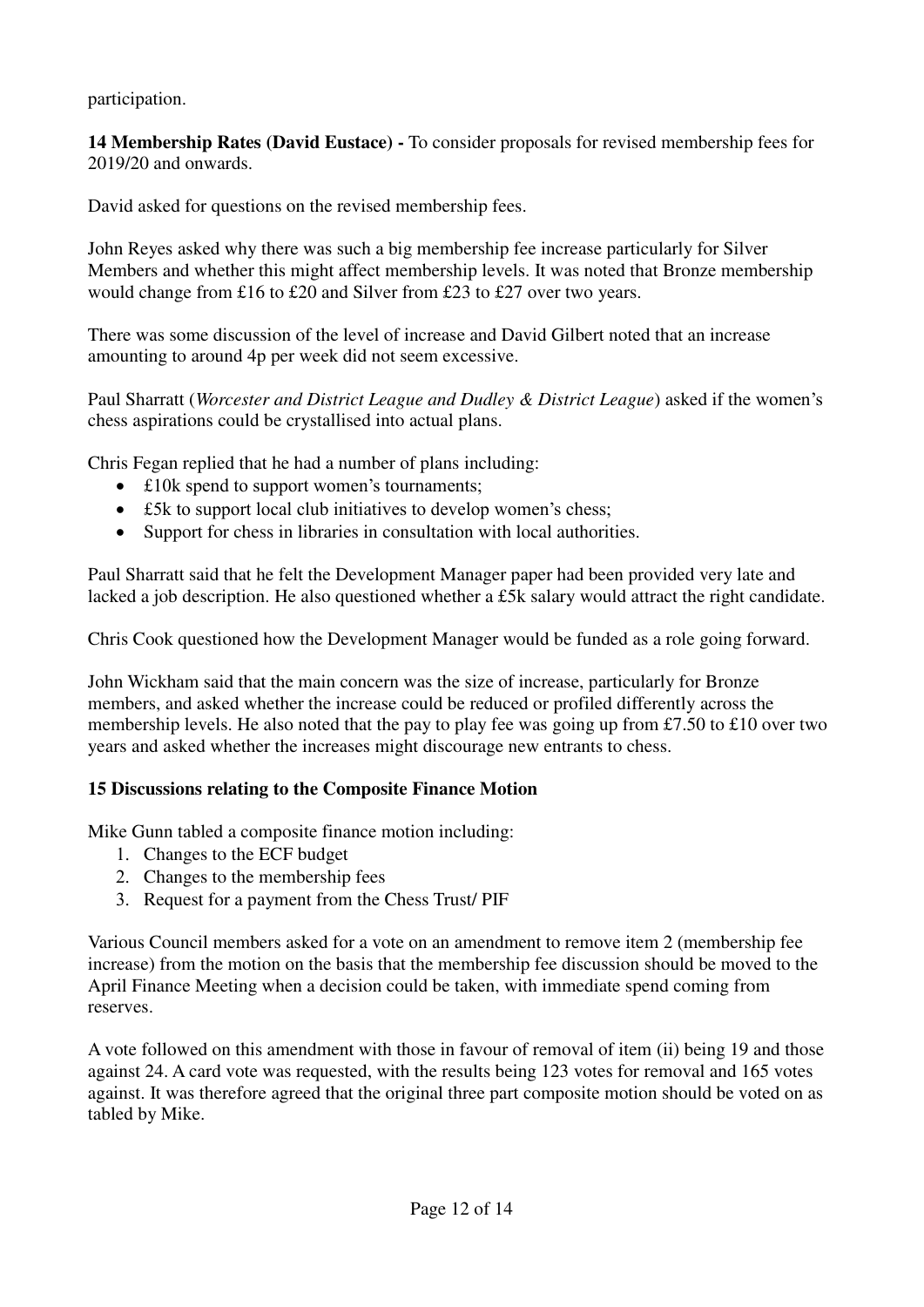participation.

**14 Membership Rates (David Eustace) -** To consider proposals for revised membership fees for 2019/20 and onwards.

David asked for questions on the revised membership fees.

John Reyes asked why there was such a big membership fee increase particularly for Silver Members and whether this might affect membership levels. It was noted that Bronze membership would change from £16 to £20 and Silver from £23 to £27 over two years.

There was some discussion of the level of increase and David Gilbert noted that an increase amounting to around 4p per week did not seem excessive.

Paul Sharratt (*Worcester and District League and Dudley & District League*) asked if the women's chess aspirations could be crystallised into actual plans.

Chris Fegan replied that he had a number of plans including:

- £10k spend to support women's tournaments;
- £5k to support local club initiatives to develop women's chess;
- Support for chess in libraries in consultation with local authorities.

Paul Sharratt said that he felt the Development Manager paper had been provided very late and lacked a job description. He also questioned whether a £5k salary would attract the right candidate.

Chris Cook questioned how the Development Manager would be funded as a role going forward.

John Wickham said that the main concern was the size of increase, particularly for Bronze members, and asked whether the increase could be reduced or profiled differently across the membership levels. He also noted that the pay to play fee was going up from £7.50 to £10 over two years and asked whether the increases might discourage new entrants to chess.

**15 Discussions relating to the Composite Finance Motion**

Mike Gunn tabled a composite finance motion including:

1. Changes to the ECF budget
2. Changes to the membership fees
3. Request for a payment from the Chess Trust/ PIF

Various Council members asked for a vote on an amendment to remove item 2 (membership fee increase) from the motion on the basis that the membership fee discussion should be moved to the April Finance Meeting when a decision could be taken, with immediate spend coming from reserves.

A vote followed on this amendment with those in favour of removal of item (ii) being 19 and those against 24. A card vote was requested, with the results being 123 votes for removal and 165 votes against. It was therefore agreed that the original three part composite motion should be voted on as tabled by Mike.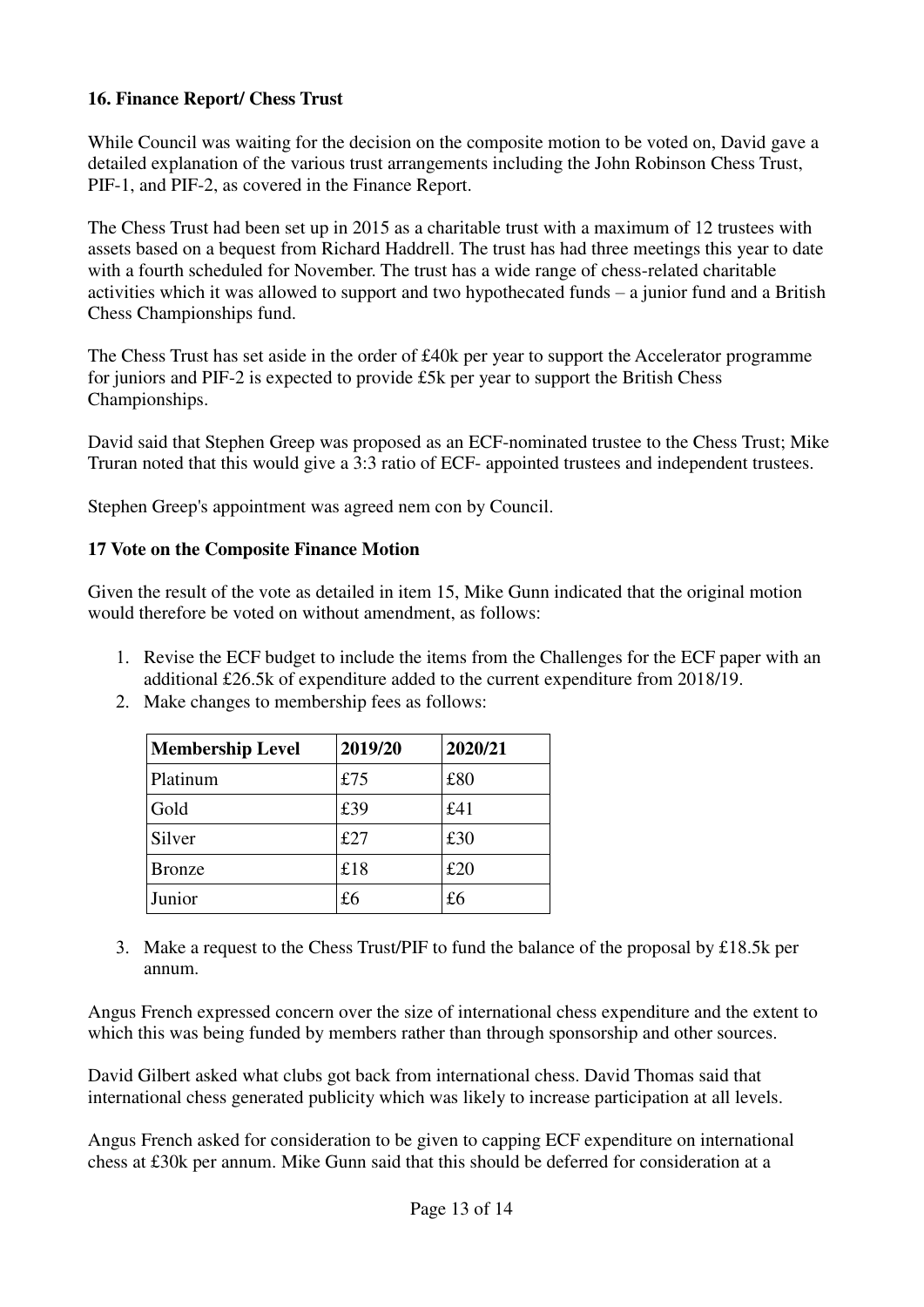### 16. Finance Report/ Chess Trust

While Council was waiting for the decision on the composite motion to be voted on, David gave a detailed explanation of the various trust arrangements including the John Robinson Chess Trust, PIF-1, and PIF-2, as covered in the Finance Report.

The Chess Trust had been set up in 2015 as a charitable trust with a maximum of 12 trustees with assets based on a bequest from Richard Haddrell. The trust has had three meetings this year to date with a fourth scheduled for November. The trust has a wide range of chess-related charitable activities which it was allowed to support and two hypothecated funds – a junior fund and a British Chess Championships fund.

The Chess Trust has set aside in the order of £40k per year to support the Accelerator programme for juniors and PIF-2 is expected to provide £5k per year to support the British Chess Championships.

David said that Stephen Greep was proposed as an ECF-nominated trustee to the Chess Trust; Mike Truran noted that this would give a 3:3 ratio of ECF- appointed trustees and independent trustees.

Stephen Greep's appointment was agreed nem con by Council.

### 17 Vote on the Composite Finance Motion

Given the result of the vote as detailed in item 15, Mike Gunn indicated that the original motion would therefore be voted on without amendment, as follows:

1. Revise the ECF budget to include the items from the Challenges for the ECF paper with an additional £26.5k of expenditure added to the current expenditure from 2018/19.
2. Make changes to membership fees as follows:

| Membership Level | 2019/20 | 2020/21 |
|---|---|---|
| Platinum | £75 | £80 |
| Gold | £39 | £41 |
| Silver | £27 | £30 |
| Bronze | £18 | £20 |
| Junior | £6 | £6 |

3. Make a request to the Chess Trust/PIF to fund the balance of the proposal by £18.5k per annum.

Angus French expressed concern over the size of international chess expenditure and the extent to which this was being funded by members rather than through sponsorship and other sources.

David Gilbert asked what clubs got back from international chess. David Thomas said that international chess generated publicity which was likely to increase participation at all levels.

Angus French asked for consideration to be given to capping ECF expenditure on international chess at £30k per annum. Mike Gunn said that this should be deferred for consideration at a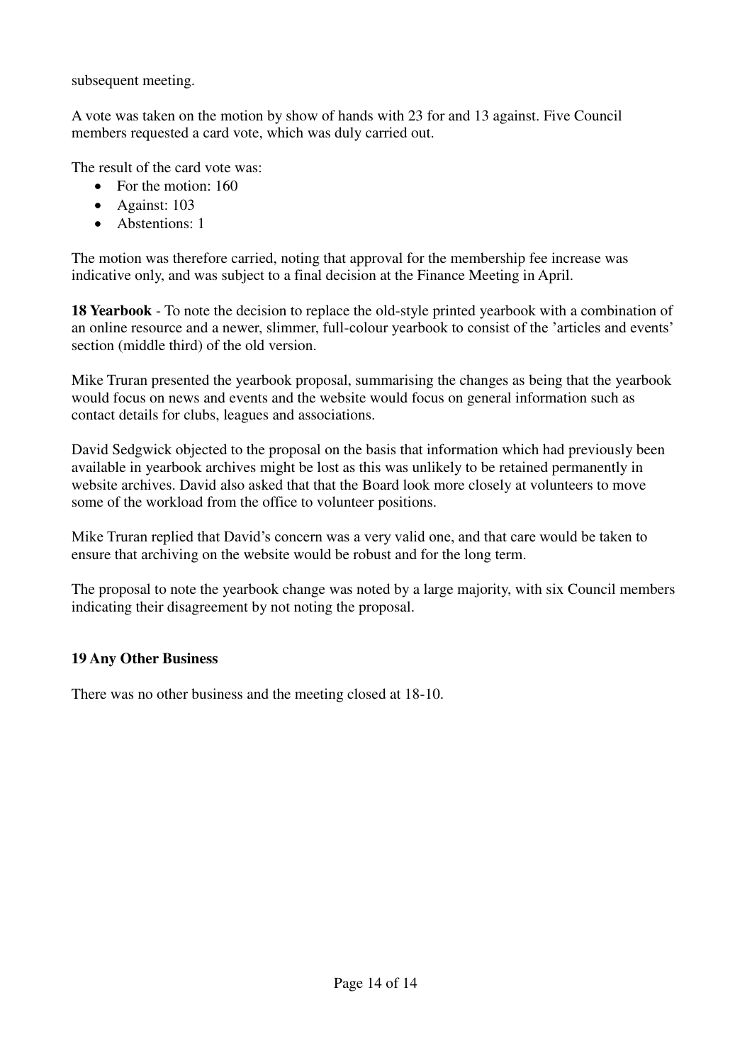subsequent meeting.

A vote was taken on the motion by show of hands with 23 for and 13 against. Five Council members requested a card vote, which was duly carried out.

The result of the card vote was:

- For the motion: 160
- Against: 103
- Abstentions: 1

The motion was therefore carried, noting that approval for the membership fee increase was indicative only, and was subject to a final decision at the Finance Meeting in April.

**18 Yearbook** - To note the decision to replace the old-style printed yearbook with a combination of an online resource and a newer, slimmer, full-colour yearbook to consist of the 'articles and events' section (middle third) of the old version.

Mike Truran presented the yearbook proposal, summarising the changes as being that the yearbook would focus on news and events and the website would focus on general information such as contact details for clubs, leagues and associations.

David Sedgwick objected to the proposal on the basis that information which had previously been available in yearbook archives might be lost as this was unlikely to be retained permanently in website archives. David also asked that that the Board look more closely at volunteers to move some of the workload from the office to volunteer positions.

Mike Truran replied that David's concern was a very valid one, and that care would be taken to ensure that archiving on the website would be robust and for the long term.

The proposal to note the yearbook change was noted by a large majority, with six Council members indicating their disagreement by not noting the proposal.

**19 Any Other Business**

There was no other business and the meeting closed at 18-10.